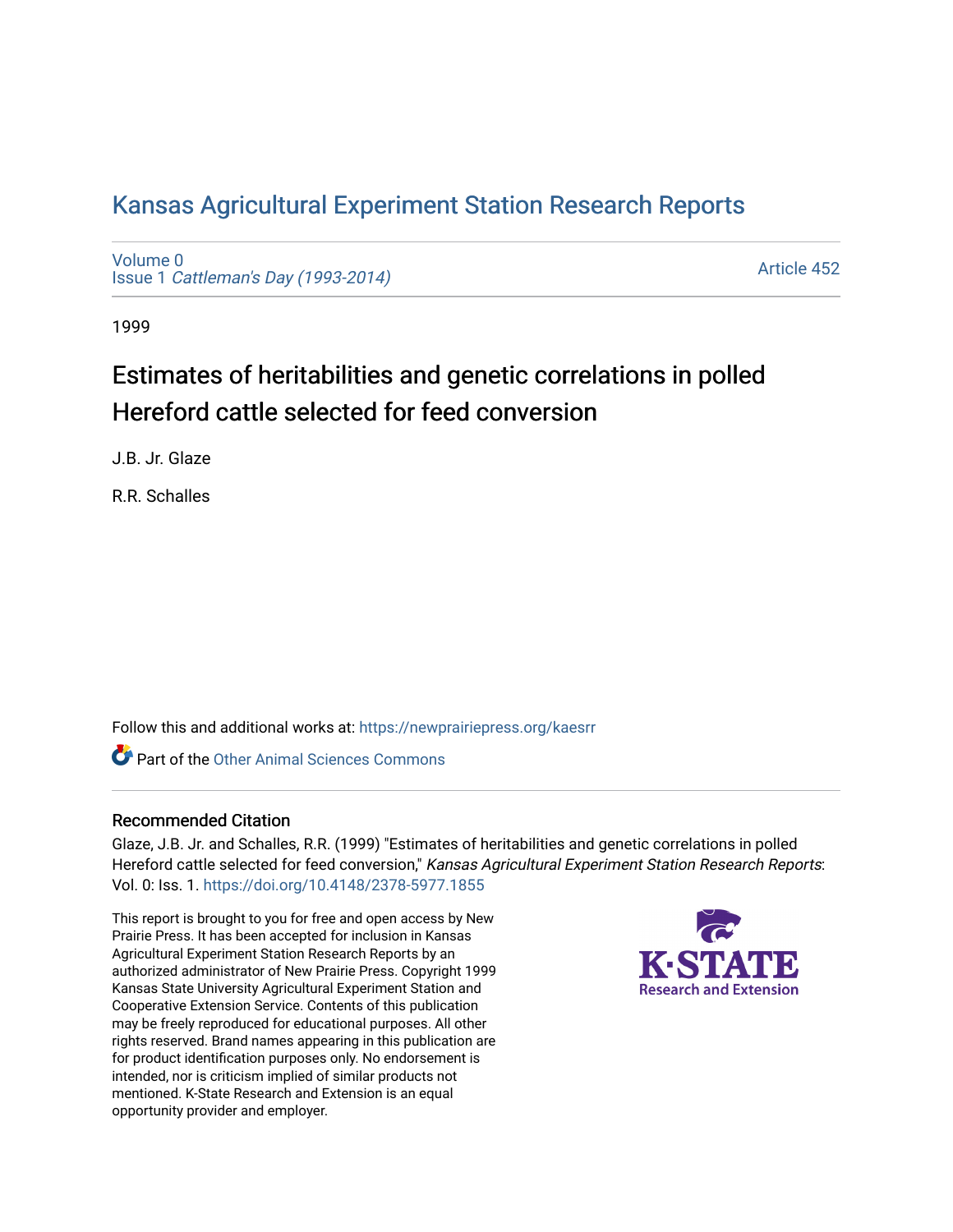# Kansas Agricultural Experiment Station Research Reports

Volume 0
Issue 1 *Cattleman's Day (1993-2014)*

Article 452

1999

## Estimates of heritabilities and genetic correlations in polled Hereford cattle selected for feed conversion

J.B. Jr. Glaze

R.R. Schalles

Follow this and additional works at: https://newprairiepress.org/kaesrr

Part of the Other Animal Sciences Commons

### Recommended Citation

Glaze, J.B. Jr. and Schalles, R.R. (1999) "Estimates of heritabilities and genetic correlations in polled Hereford cattle selected for feed conversion," *Kansas Agricultural Experiment Station Research Reports*: Vol. 0: Iss. 1. https://doi.org/10.4148/2378-5977.1855

This report is brought to you for free and open access by New Prairie Press. It has been accepted for inclusion in Kansas Agricultural Experiment Station Research Reports by an authorized administrator of New Prairie Press. Copyright 1999 Kansas State University Agricultural Experiment Station and Cooperative Extension Service. Contents of this publication may be freely reproduced for educational purposes. All other rights reserved. Brand names appearing in this publication are for product identification purposes only. No endorsement is intended, nor is criticism implied of similar products not mentioned. K-State Research and Extension is an equal opportunity provider and employer.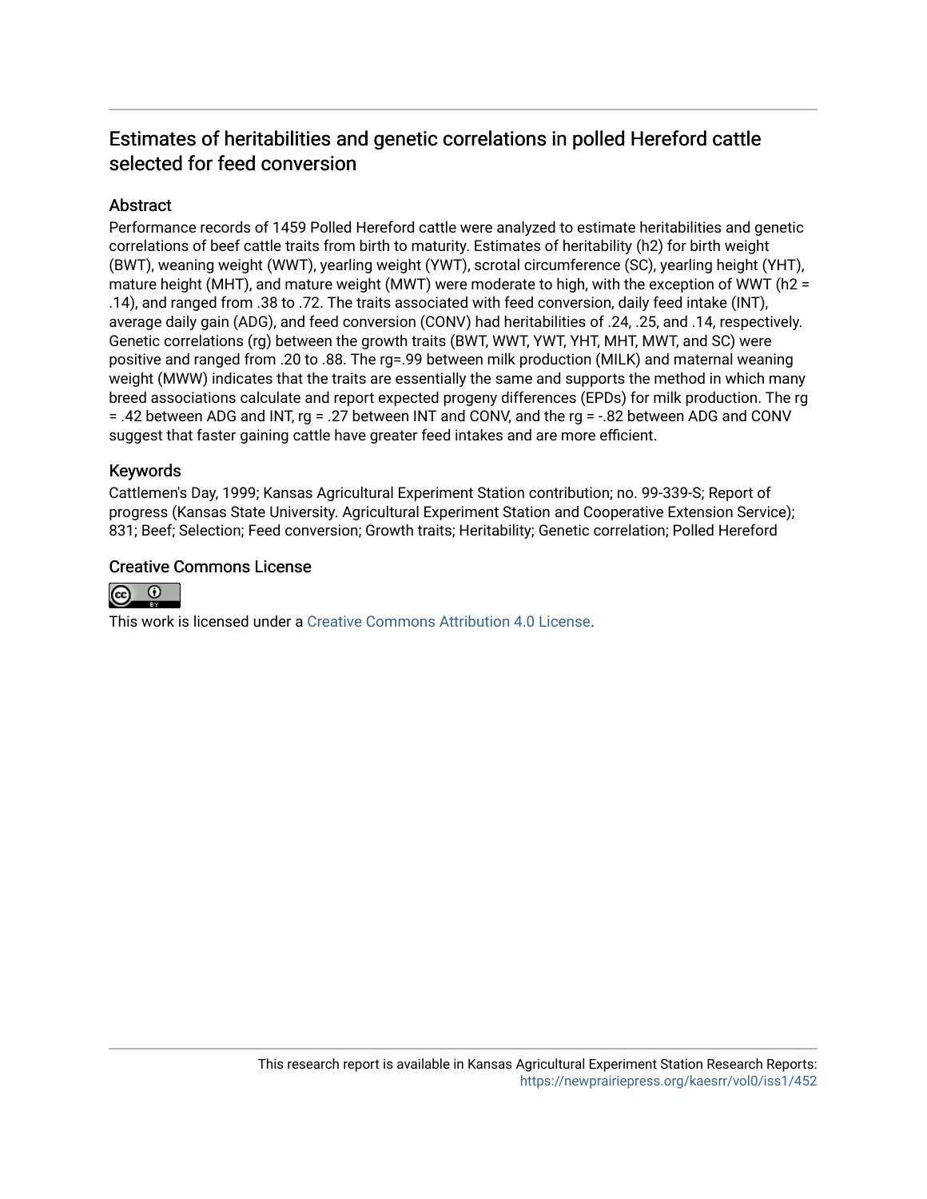## Estimates of heritabilities and genetic correlations in polled Hereford cattle selected for feed conversion

### Abstract

Performance records of 1459 Polled Hereford cattle were analyzed to estimate heritabilities and genetic correlations of beef cattle traits from birth to maturity. Estimates of heritability (h2) for birth weight (BWT), weaning weight (WWT), yearling weight (YWT), scrotal circumference (SC), yearling height (YHT), mature height (MHT), and mature weight (MWT) were moderate to high, with the exception of WWT (h2 = .14), and ranged from .38 to .72. The traits associated with feed conversion, daily feed intake (INT), average daily gain (ADG), and feed conversion (CONV) had heritabilities of .24, .25, and .14, respectively. Genetic correlations (rg) between the growth traits (BWT, WWT, YWT, YHT, MHT, MWT, and SC) were positive and ranged from .20 to .88. The rg=.99 between milk production (MILK) and maternal weaning weight (MWW) indicates that the traits are essentially the same and supports the method in which many breed associations calculate and report expected progeny differences (EPDs) for milk production. The rg = .42 between ADG and INT, rg = .27 between INT and CONV, and the rg = -.82 between ADG and CONV suggest that faster gaining cattle have greater feed intakes and are more efficient.

### Keywords

Cattlemen's Day, 1999; Kansas Agricultural Experiment Station contribution; no. 99-339-S; Report of progress (Kansas State University. Agricultural Experiment Station and Cooperative Extension Service); 831; Beef; Selection; Feed conversion; Growth traits; Heritability; Genetic correlation; Polled Hereford

### Creative Commons License

This work is licensed under a Creative Commons Attribution 4.0 License.

This research report is available in Kansas Agricultural Experiment Station Research Reports: https://newprairiepress.org/kaesrr/vol0/iss1/452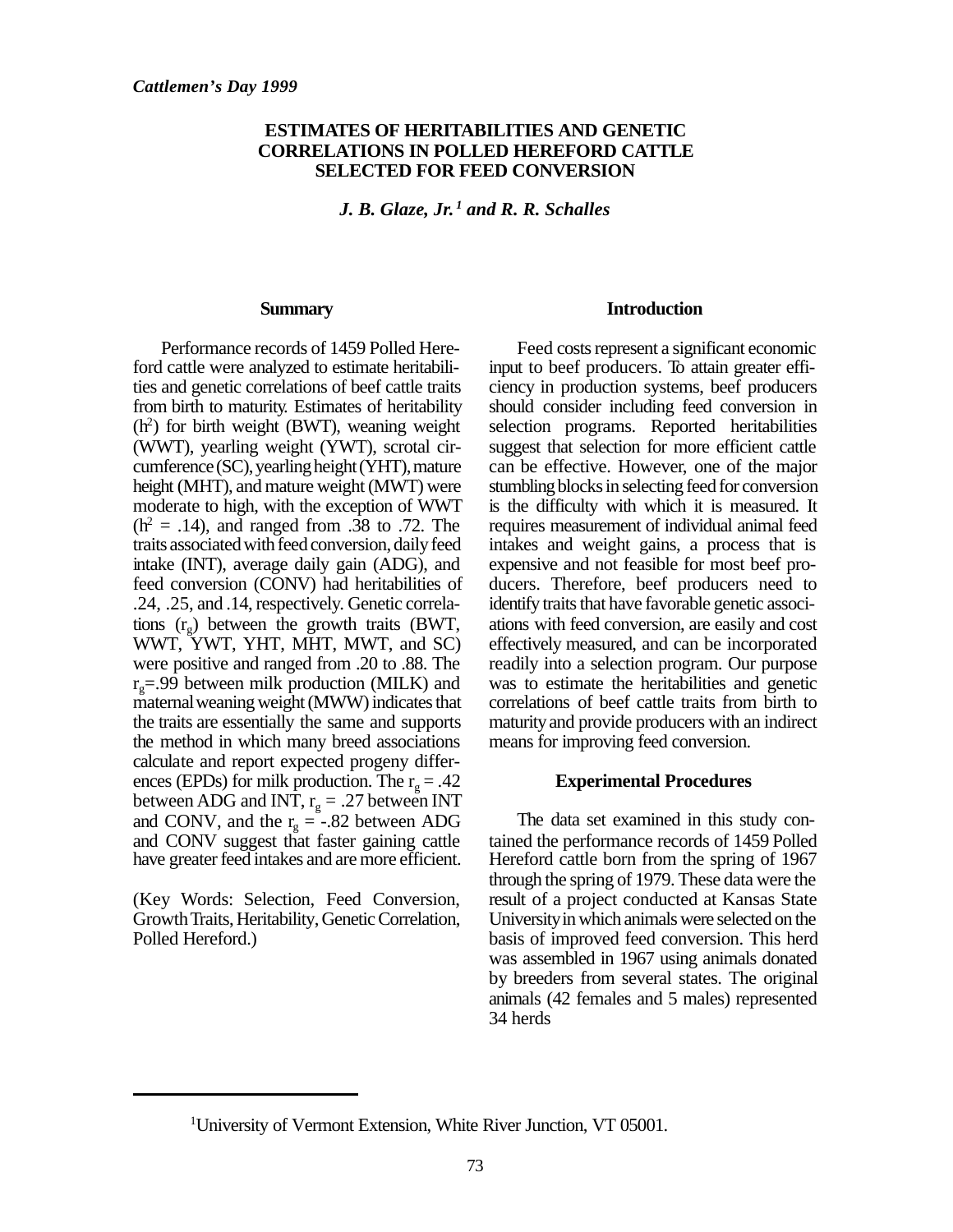# ESTIMATES OF HERITABILITIES AND GENETIC CORRELATIONS IN POLLED HEREFORD CATTLE SELECTED FOR FEED CONVERSION

*J. B. Glaze, Jr.[1] and R. R. Schalles*

## Summary

Performance records of 1459 Polled Hereford cattle were analyzed to estimate heritabilities and genetic correlations of beef cattle traits from birth to maturity. Estimates of heritability ($h^2$) for birth weight (BWT), weaning weight (WWT), yearling weight (YWT), scrotal circumference (SC), yearling height (YHT), mature height (MHT), and mature weight (MWT) were moderate to high, with the exception of WWT ($h^2$ = .14), and ranged from .38 to .72. The traits associated with feed conversion, daily feed intake (INT), average daily gain (ADG), and feed conversion (CONV) had heritabilities of .24, .25, and .14, respectively. Genetic correlations ($r_g$) between the growth traits (BWT, WWT, YWT, YHT, MHT, MWT, and SC) were positive and ranged from .20 to .88. The $r_g$=.99 between milk production (MILK) and maternal weaning weight (MWW) indicates that the traits are essentially the same and supports the method in which many breed associations calculate and report expected progeny differences (EPDs) for milk production. The $r_g$ = .42 between ADG and INT, $r_g$ = .27 between INT and CONV, and the $r_g$ = -.82 between ADG and CONV suggest that faster gaining cattle have greater feed intakes and are more efficient.

(Key Words: Selection, Feed Conversion, Growth Traits, Heritability, Genetic Correlation, Polled Hereford.)

## Introduction

Feed costs represent a significant economic input to beef producers. To attain greater efficiency in production systems, beef producers should consider including feed conversion in selection programs. Reported heritabilities suggest that selection for more efficient cattle can be effective. However, one of the major stumbling blocks in selecting feed for conversion is the difficulty with which it is measured. It requires measurement of individual animal feed intakes and weight gains, a process that is expensive and not feasible for most beef producers. Therefore, beef producers need to identify traits that have favorable genetic associations with feed conversion, are easily and cost effectively measured, and can be incorporated readily into a selection program. Our purpose was to estimate the heritabilities and genetic correlations of beef cattle traits from birth to maturity and provide producers with an indirect means for improving feed conversion.

## Experimental Procedures

The data set examined in this study contained the performance records of 1459 Polled Hereford cattle born from the spring of 1967 through the spring of 1979. These data were the result of a project conducted at Kansas State University in which animals were selected on the basis of improved feed conversion. This herd was assembled in 1967 using animals donated by breeders from several states. The original animals (42 females and 5 males) represented 34 herds

[1]University of Vermont Extension, White River Junction, VT 05001.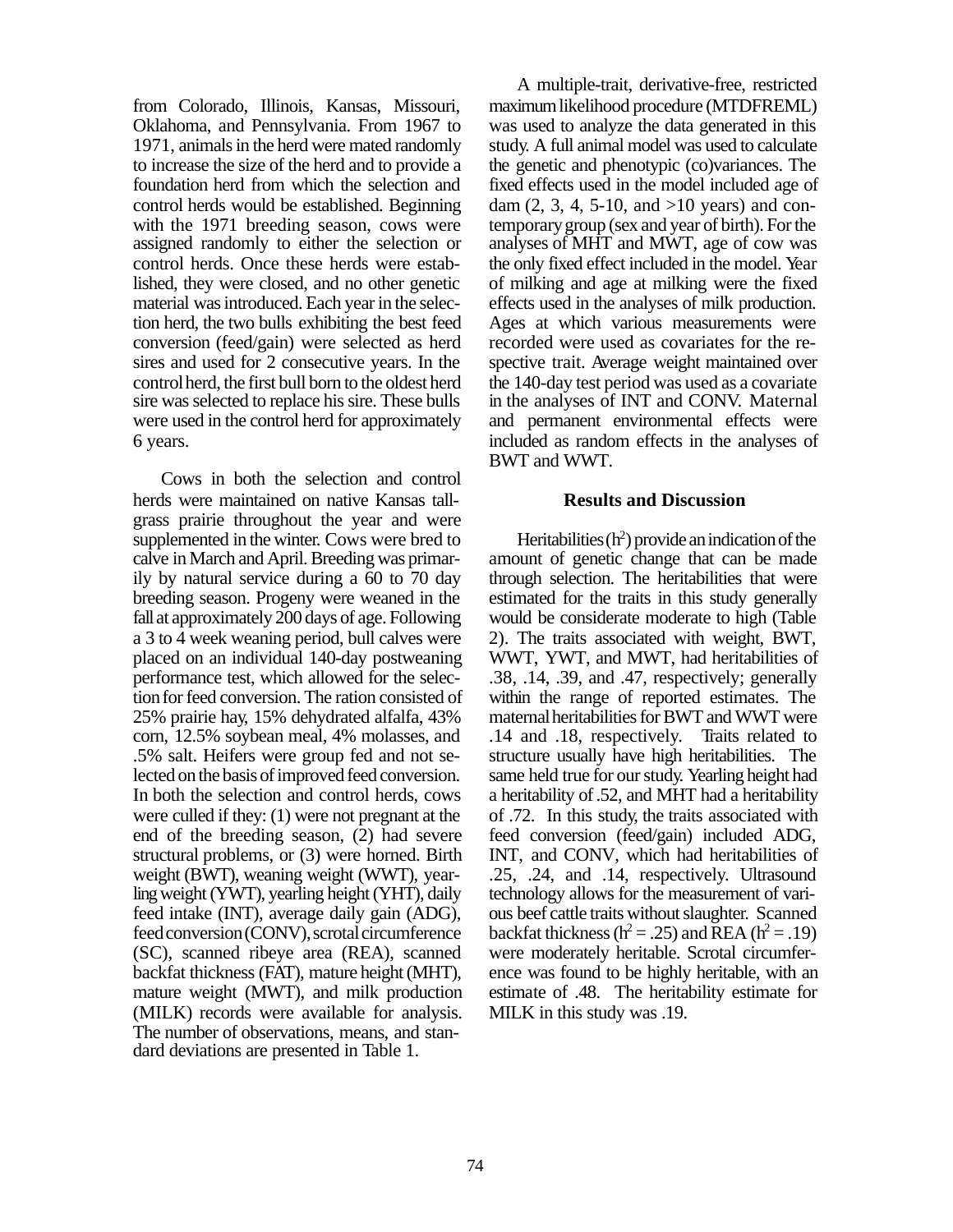from Colorado, Illinois, Kansas, Missouri, Oklahoma, and Pennsylvania. From 1967 to 1971, animals in the herd were mated randomly to increase the size of the herd and to provide a foundation herd from which the selection and control herds would be established. Beginning with the 1971 breeding season, cows were assigned randomly to either the selection or control herds. Once these herds were established, they were closed, and no other genetic material was introduced. Each year in the selection herd, the two bulls exhibiting the best feed conversion (feed/gain) were selected as herd sires and used for 2 consecutive years. In the control herd, the first bull born to the oldest herd sire was selected to replace his sire. These bulls were used in the control herd for approximately 6 years.

Cows in both the selection and control herds were maintained on native Kansas tallgrass prairie throughout the year and were supplemented in the winter. Cows were bred to calve in March and April. Breeding was primarily by natural service during a 60 to 70 day breeding season. Progeny were weaned in the fall at approximately 200 days of age. Following a 3 to 4 week weaning period, bull calves were placed on an individual 140-day postweaning performance test, which allowed for the selection for feed conversion. The ration consisted of 25% prairie hay, 15% dehydrated alfalfa, 43% corn, 12.5% soybean meal, 4% molasses, and .5% salt. Heifers were group fed and not selected on the basis of improved feed conversion. In both the selection and control herds, cows were culled if they: (1) were not pregnant at the end of the breeding season, (2) had severe structural problems, or (3) were horned. Birth weight (BWT), weaning weight (WWT), yearling weight (YWT), yearling height (YHT), daily feed intake (INT), average daily gain (ADG), feed conversion (CONV), scrotal circumference (SC), scanned ribeye area (REA), scanned backfat thickness (FAT), mature height (MHT), mature weight (MWT), and milk production (MILK) records were available for analysis. The number of observations, means, and standard deviations are presented in Table 1.

A multiple-trait, derivative-free, restricted maximum likelihood procedure (MTDFREML) was used to analyze the data generated in this study. A full animal model was used to calculate the genetic and phenotypic (co)variances. The fixed effects used in the model included age of dam (2, 3, 4, 5-10, and >10 years) and contemporary group (sex and year of birth). For the analyses of MHT and MWT, age of cow was the only fixed effect included in the model. Year of milking and age at milking were the fixed effects used in the analyses of milk production. Ages at which various measurements were recorded were used as covariates for the respective trait. Average weight maintained over the 140-day test period was used as a covariate in the analyses of INT and CONV. Maternal and permanent environmental effects were included as random effects in the analyses of BWT and WWT.

## Results and Discussion

Heritabilities ($h^2$) provide an indication of the amount of genetic change that can be made through selection. The heritabilities that were estimated for the traits in this study generally would be considerate moderate to high (Table 2). The traits associated with weight, BWT, WWT, YWT, and MWT, had heritabilities of .38, .14, .39, and .47, respectively; generally within the range of reported estimates. The maternal heritabilities for BWT and WWT were .14 and .18, respectively. Traits related to structure usually have high heritabilities. The same held true for our study. Yearling height had a heritability of .52, and MHT had a heritability of .72. In this study, the traits associated with feed conversion (feed/gain) included ADG, INT, and CONV, which had heritabilities of .25, .24, and .14, respectively. Ultrasound technology allows for the measurement of various beef cattle traits without slaughter. Scanned backfat thickness ($h^2 = .25$) and REA ($h^2 = .19$) were moderately heritable. Scrotal circumference was found to be highly heritable, with an estimate of .48. The heritability estimate for MILK in this study was .19.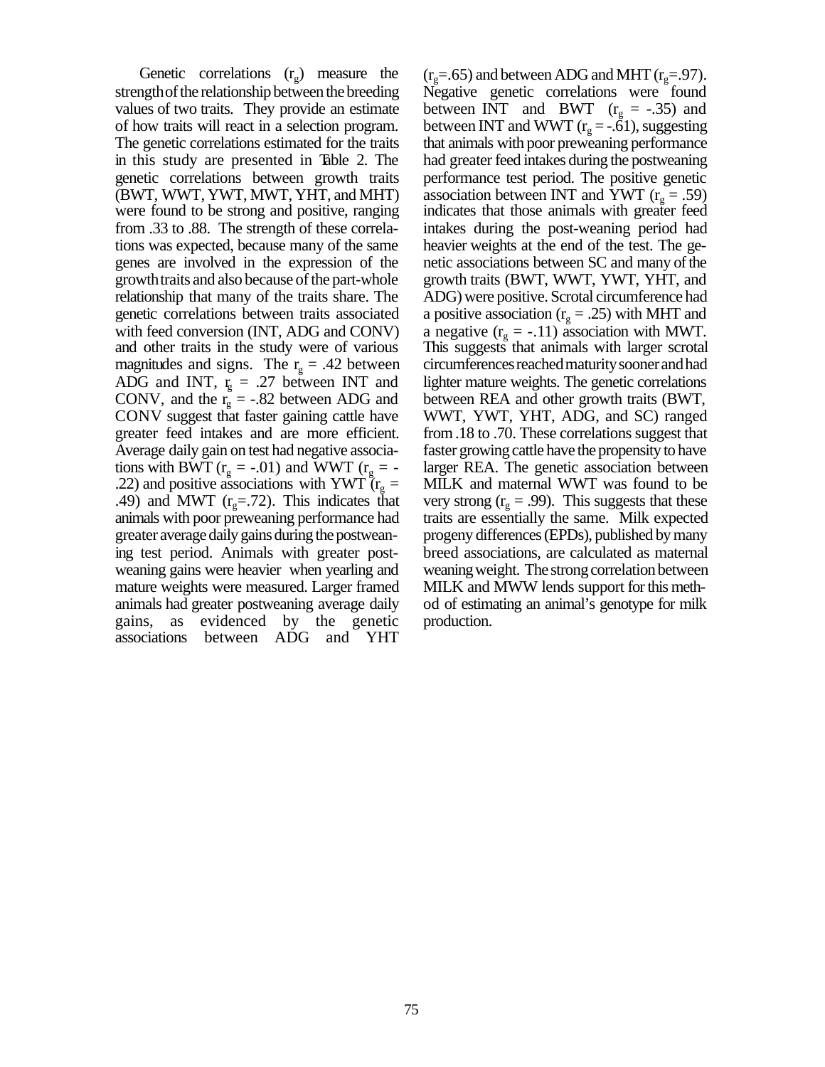Genetic correlations ($r_g$) measure the strength of the relationship between the breeding values of two traits. They provide an estimate of how traits will react in a selection program. The genetic correlations estimated for the traits in this study are presented in Table 2. The genetic correlations between growth traits (BWT, WWT, YWT, MWT, YHT, and MHT) were found to be strong and positive, ranging from .33 to .88. The strength of these correlations was expected, because many of the same genes are involved in the expression of the growth traits and also because of the part-whole relationship that many of the traits share. The genetic correlations between traits associated with feed conversion (INT, ADG and CONV) and other traits in the study were of various magnitudes and signs. The $r_g$ = .42 between ADG and INT, $r_g$ = .27 between INT and CONV, and the $r_g$ = -.82 between ADG and CONV suggest that faster gaining cattle have greater feed intakes and are more efficient. Average daily gain on test had negative associations with BWT ($r_g$ = -.01) and WWT ($r_g$ = -.22) and positive associations with YWT ($r_g$ = .49) and MWT ($r_g$=.72). This indicates that animals with poor preweaning performance had greater average daily gains during the postweaning test period. Animals with greater postweaning gains were heavier when yearling and mature weights were measured. Larger framed animals had greater postweaning average daily gains, as evidenced by the genetic associations between ADG and YHT ($r_g$=.65) and between ADG and MHT ($r_g$=.97). Negative genetic correlations were found between INT and BWT ($r_g$ = -.35) and between INT and WWT ($r_g$ = -.61), suggesting that animals with poor preweaning performance had greater feed intakes during the postweaning performance test period. The positive genetic association between INT and YWT ($r_g$ = .59) indicates that those animals with greater feed intakes during the post-weaning period had heavier weights at the end of the test. The genetic associations between SC and many of the growth traits (BWT, WWT, YWT, YHT, and ADG) were positive. Scrotal circumference had a positive association ($r_g$ = .25) with MHT and a negative ($r_g$ = -.11) association with MWT. This suggests that animals with larger scrotal circumferences reached maturity sooner and had lighter mature weights. The genetic correlations between REA and other growth traits (BWT, WWT, YWT, YHT, ADG, and SC) ranged from .18 to .70. These correlations suggest that faster growing cattle have the propensity to have larger REA. The genetic association between MILK and maternal WWT was found to be very strong ($r_g$ = .99). This suggests that these traits are essentially the same. Milk expected progeny differences (EPDs), published by many breed associations, are calculated as maternal weaning weight. The strong correlation between MILK and MWW lends support for this method of estimating an animal's genotype for milk production.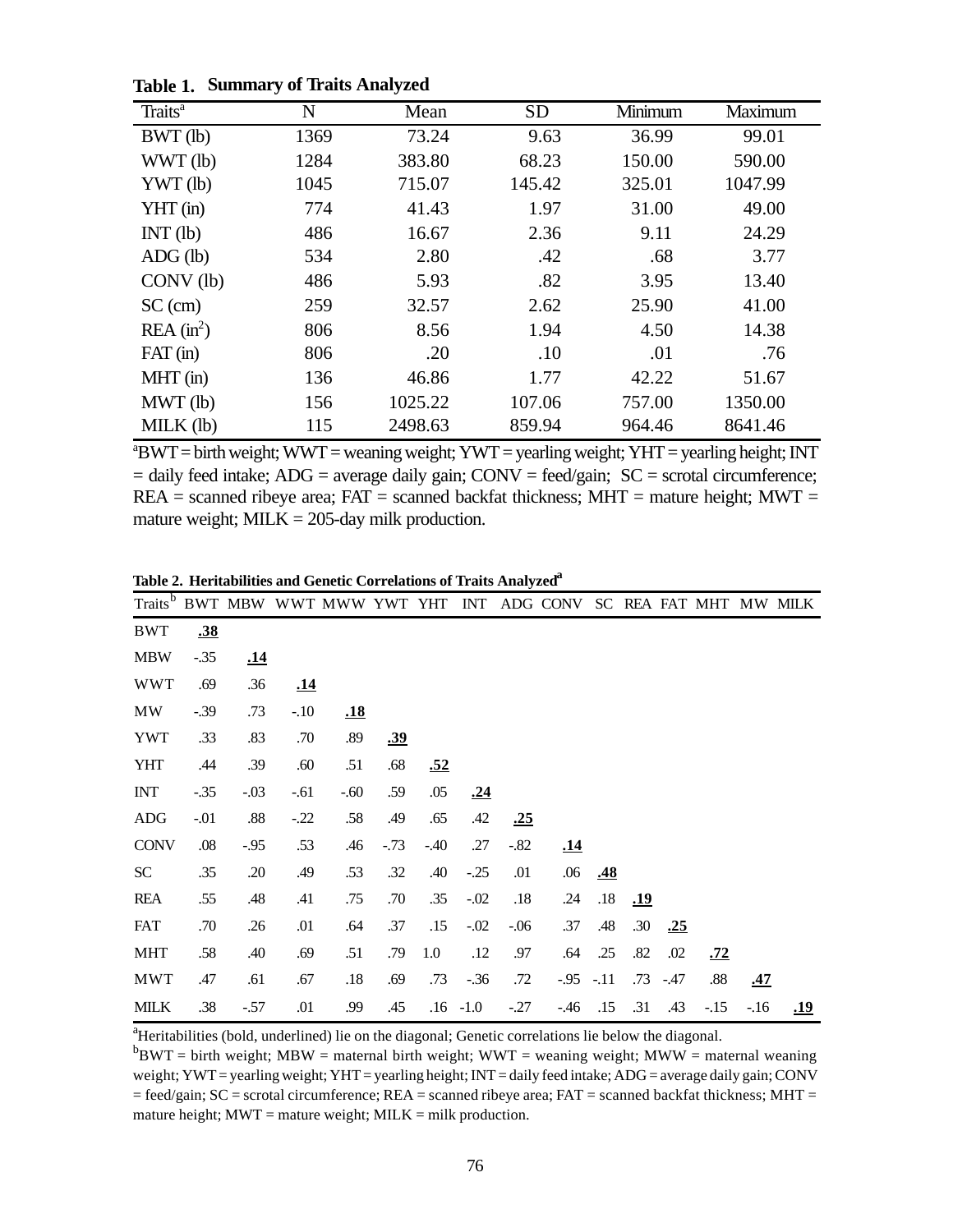**Table 1. Summary of Traits Analyzed**

| Traits[a] | N | Mean | SD | Minimum | Maximum |
|---|---|---|---|---|---|
| BWT (lb) | 1369 | 73.24 | 9.63 | 36.99 | 99.01 |
| WWT (lb) | 1284 | 383.80 | 68.23 | 150.00 | 590.00 |
| YWT (lb) | 1045 | 715.07 | 145.42 | 325.01 | 1047.99 |
| YHT (in) | 774 | 41.43 | 1.97 | 31.00 | 49.00 |
| INT (lb) | 486 | 16.67 | 2.36 | 9.11 | 24.29 |
| ADG (lb) | 534 | 2.80 | .42 | .68 | 3.77 |
| CONV (lb) | 486 | 5.93 | .82 | 3.95 | 13.40 |
| SC (cm) | 259 | 32.57 | 2.62 | 25.90 | 41.00 |
| REA (in$^2$) | 806 | 8.56 | 1.94 | 4.50 | 14.38 |
| FAT (in) | 806 | .20 | .10 | .01 | .76 |
| MHT (in) | 136 | 46.86 | 1.77 | 42.22 | 51.67 |
| MWT (lb) | 156 | 1025.22 | 107.06 | 757.00 | 1350.00 |
| MILK (lb) | 115 | 2498.63 | 859.94 | 964.46 | 8641.46 |

[a]BWT = birth weight; WWT = weaning weight; YWT = yearling weight; YHT = yearling height; INT = daily feed intake; ADG = average daily gain; CONV = feed/gain; SC = scrotal circumference; REA = scanned ribeye area; FAT = scanned backfat thickness; MHT = mature height; MWT = mature weight; MILK = 205-day milk production.

**Table 2. Heritabilities and Genetic Correlations of Traits Analyzed[a]**

| Traits[b] | BWT | MBW | WWT | MWW | YWT | YHT | INT | ADG | CONV | SC | REA | FAT | MHT | MW | MILK |
|---|---|---|---|---|---|---|---|---|---|---|---|---|---|---|---|
| BWT | **.38** | | | | | | | | | | | | | | |
| MBW | -.35 | **.14** | | | | | | | | | | | | | |
| WWT | .69 | .36 | **.14** | | | | | | | | | | | | |
| MW | -.39 | .73 | -.10 | **.18** | | | | | | | | | | | |
| YWT | .33 | .83 | .70 | .89 | **.39** | | | | | | | | | | |
| YHT | .44 | .39 | .60 | .51 | .68 | **.52** | | | | | | | | | |
| INT | -.35 | -.03 | -.61 | -.60 | .59 | .05 | **.24** | | | | | | | | |
| ADG | -.01 | .88 | -.22 | .58 | .49 | .65 | .42 | **.25** | | | | | | | |
| CONV | .08 | -.95 | .53 | .46 | -.73 | -.40 | .27 | -.82 | **.14** | | | | | | |
| SC | .35 | .20 | .49 | .53 | .32 | .40 | -.25 | .01 | .06 | **.48** | | | | | |
| REA | .55 | .48 | .41 | .75 | .70 | .35 | -.02 | .18 | .24 | .18 | **.19** | | | | |
| FAT | .70 | .26 | .01 | .64 | .37 | .15 | -.02 | -.06 | .37 | .48 | .30 | **.25** | | | |
| MHT | .58 | .40 | .69 | .51 | .79 | 1.0 | .12 | .97 | .64 | .25 | .82 | .02 | **.72** | | |
| MWT | .47 | .61 | .67 | .18 | .69 | .73 | -.36 | .72 | -.95 | -.11 | .73 | -.47 | .88 | **.47** | |
| MILK | .38 | -.57 | .01 | .99 | .45 | .16 | -1.0 | -.27 | -.46 | .15 | .31 | .43 | -.15 | -.16 | **.19** |

[a]Heritabilities (bold, underlined) lie on the diagonal; Genetic correlations lie below the diagonal.
[b]BWT = birth weight; MBW = maternal birth weight; WWT = weaning weight; MWW = maternal weaning weight; YWT = yearling weight; YHT = yearling height; INT = daily feed intake; ADG = average daily gain; CONV = feed/gain; SC = scrotal circumference; REA = scanned ribeye area; FAT = scanned backfat thickness; MHT = mature height; MWT = mature weight; MILK = milk production.